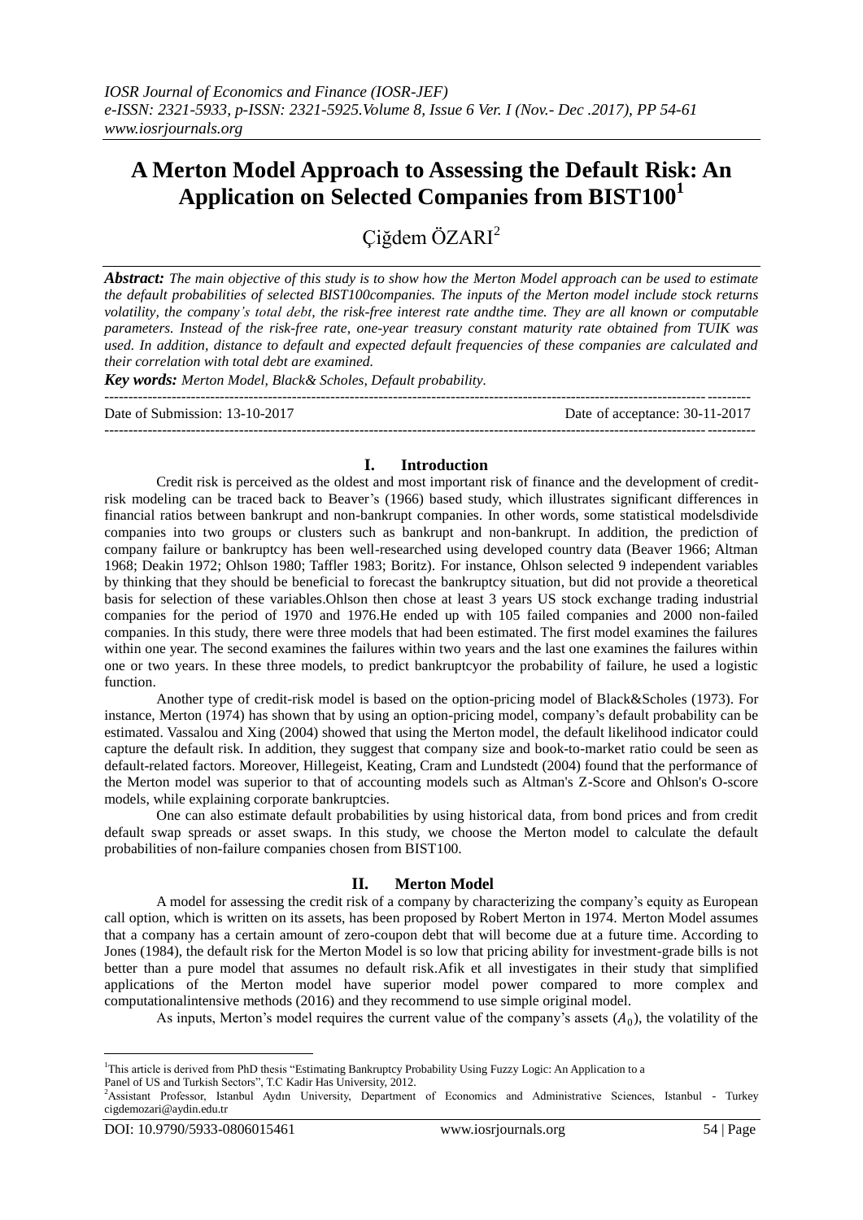# A Merton Model Approach to Assessing the Default Risk: An Application on Selected Companies from BIST100[1]

Çiğdem ÖZARI[2]

***Abstract:*** *The main objective of this study is to show how the Merton Model approach can be used to estimate the default probabilities of selected BIST100companies. The inputs of the Merton model include stock returns volatility, the company's total debt, the risk-free interest rate andthe time. They are all known or computable parameters. Instead of the risk-free rate, one-year treasury constant maturity rate obtained from TUIK was used. In addition, distance to default and expected default frequencies of these companies are calculated and their correlation with total debt are examined.*

***Key words:*** *Merton Model, Black& Scholes, Default probability.*

Date of Submission: 13-10-2017 | Date of acceptance: 30-11-2017

## I. Introduction

Credit risk is perceived as the oldest and most important risk of finance and the development of credit-risk modeling can be traced back to Beaver's (1966) based study, which illustrates significant differences in financial ratios between bankrupt and non-bankrupt companies. In other words, some statistical modelsdivide companies into two groups or clusters such as bankrupt and non-bankrupt. In addition, the prediction of company failure or bankruptcy has been well-researched using developed country data (Beaver 1966; Altman 1968; Deakin 1972; Ohlson 1980; Taffler 1983; Boritz). For instance, Ohlson selected 9 independent variables by thinking that they should be beneficial to forecast the bankruptcy situation, but did not provide a theoretical basis for selection of these variables.Ohlson then chose at least 3 years US stock exchange trading industrial companies for the period of 1970 and 1976.He ended up with 105 failed companies and 2000 non-failed companies. In this study, there were three models that had been estimated. The first model examines the failures within one year. The second examines the failures within two years and the last one examines the failures within one or two years. In these three models, to predict bankruptcyor the probability of failure, he used a logistic function.

Another type of credit-risk model is based on the option-pricing model of Black&Scholes (1973). For instance, Merton (1974) has shown that by using an option-pricing model, company's default probability can be estimated. Vassalou and Xing (2004) showed that using the Merton model, the default likelihood indicator could capture the default risk. In addition, they suggest that company size and book-to-market ratio could be seen as default-related factors. Moreover, Hillegeist, Keating, Cram and Lundstedt (2004) found that the performance of the Merton model was superior to that of accounting models such as Altman's Z-Score and Ohlson's O-score models, while explaining corporate bankruptcies.

One can also estimate default probabilities by using historical data, from bond prices and from credit default swap spreads or asset swaps. In this study, we choose the Merton model to calculate the default probabilities of non-failure companies chosen from BIST100.

## II. Merton Model

A model for assessing the credit risk of a company by characterizing the company's equity as European call option, which is written on its assets, has been proposed by Robert Merton in 1974. Merton Model assumes that a company has a certain amount of zero-coupon debt that will become due at a future time. According to Jones (1984), the default risk for the Merton Model is so low that pricing ability for investment-grade bills is not better than a pure model that assumes no default risk.Afik et all investigates in their study that simplified applications of the Merton model have superior model power compared to more complex and computationalintensive methods (2016) and they recommend to use simple original model.

As inputs, Merton's model requires the current value of the company's assets ($A_0$), the volatility of the

---

[1] This article is derived from PhD thesis "Estimating Bankruptcy Probability Using Fuzzy Logic: An Application to a Panel of US and Turkish Sectors", T.C Kadir Has University, 2012.

[2] Assistant Professor, Istanbul Aydın University, Department of Economics and Administrative Sciences, Istanbul - Turkey cigdemozari@aydin.edu.tr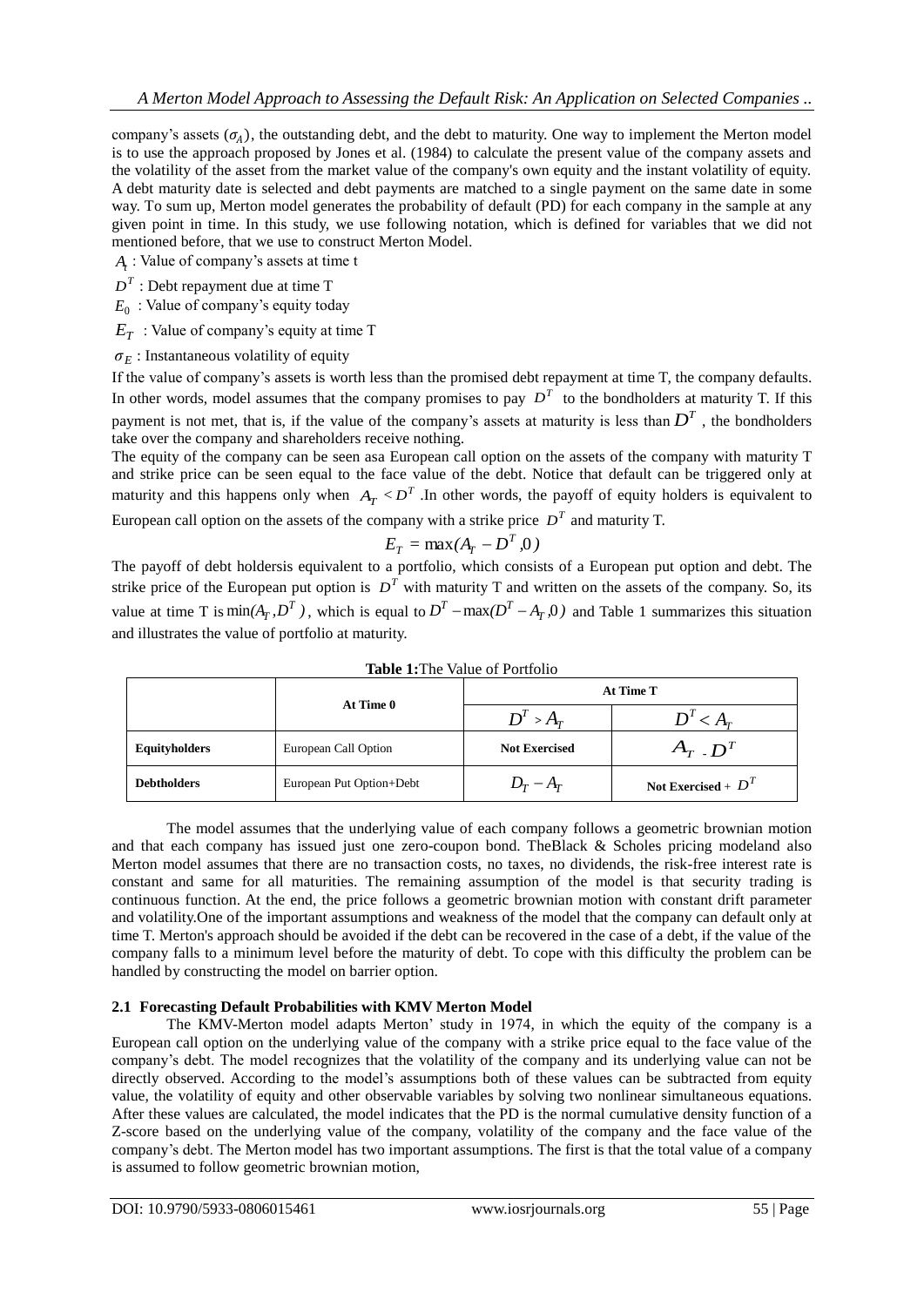company's assets ($\sigma_A$), the outstanding debt, and the debt to maturity. One way to implement the Merton model is to use the approach proposed by Jones et al. (1984) to calculate the present value of the company assets and the volatility of the asset from the market value of the company's own equity and the instant volatility of equity. A debt maturity date is selected and debt payments are matched to a single payment on the same date in some way. To sum up, Merton model generates the probability of default (PD) for each company in the sample at any given point in time. In this study, we use following notation, which is defined for variables that we did not mentioned before, that we use to construct Merton Model.

$A_t$ : Value of company's assets at time t

$D^T$ : Debt repayment due at time T

$E_0$ : Value of company's equity today

$E_T$ : Value of company's equity at time T

$\sigma_E$ : Instantaneous volatility of equity

If the value of company's assets is worth less than the promised debt repayment at time T, the company defaults. In other words, model assumes that the company promises to pay $D^T$ to the bondholders at maturity T. If this payment is not met, that is, if the value of the company's assets at maturity is less than $D^T$ , the bondholders take over the company and shareholders receive nothing.

The equity of the company can be seen asa European call option on the assets of the company with maturity T and strike price can be seen equal to the face value of the debt. Notice that default can be triggered only at maturity and this happens only when $A_T < D^T$ .In other words, the payoff of equity holders is equivalent to European call option on the assets of the company with a strike price $D^T$ and maturity T.

$$E_T = \max(A_T - D^T, 0)$$

The payoff of debt holdersis equivalent to a portfolio, which consists of a European put option and debt. The strike price of the European put option is $D^T$ with maturity T and written on the assets of the company. So, its value at time T is $\min(A_T, D^T)$, which is equal to $D^T - \max(D^T - A_T, 0)$ and Table 1 summarizes this situation and illustrates the value of portfolio at maturity.

**Table 1:**The Value of Portfolio

| | At Time 0 | At Time T | |
|---|---|---|---|
| | | $D^T > A_T$ | $D^T < A_T$ |
| **Equityholders** | European Call Option | **Not Exercised** | $A_T - D^T$ |
| **Debtholders** | European Put Option+Debt | $D_T - A_T$ | **Not Exercised** + $D^T$ |

The model assumes that the underlying value of each company follows a geometric brownian motion and that each company has issued just one zero-coupon bond. TheBlack & Scholes pricing modeland also Merton model assumes that there are no transaction costs, no taxes, no dividends, the risk-free interest rate is constant and same for all maturities. The remaining assumption of the model is that security trading is continuous function. At the end, the price follows a geometric brownian motion with constant drift parameter and volatility.One of the important assumptions and weakness of the model that the company can default only at time T. Merton's approach should be avoided if the debt can be recovered in the case of a debt, if the value of the company falls to a minimum level before the maturity of debt. To cope with this difficulty the problem can be handled by constructing the model on barrier option.

### 2.1 Forecasting Default Probabilities with KMV Merton Model

The KMV-Merton model adapts Merton' study in 1974, in which the equity of the company is a European call option on the underlying value of the company with a strike price equal to the face value of the company's debt. The model recognizes that the volatility of the company and its underlying value can not be directly observed. According to the model's assumptions both of these values can be subtracted from equity value, the volatility of equity and other observable variables by solving two nonlinear simultaneous equations. After these values are calculated, the model indicates that the PD is the normal cumulative density function of a Z-score based on the underlying value of the company, volatility of the company and the face value of the company's debt. The Merton model has two important assumptions. The first is that the total value of a company is assumed to follow geometric brownian motion,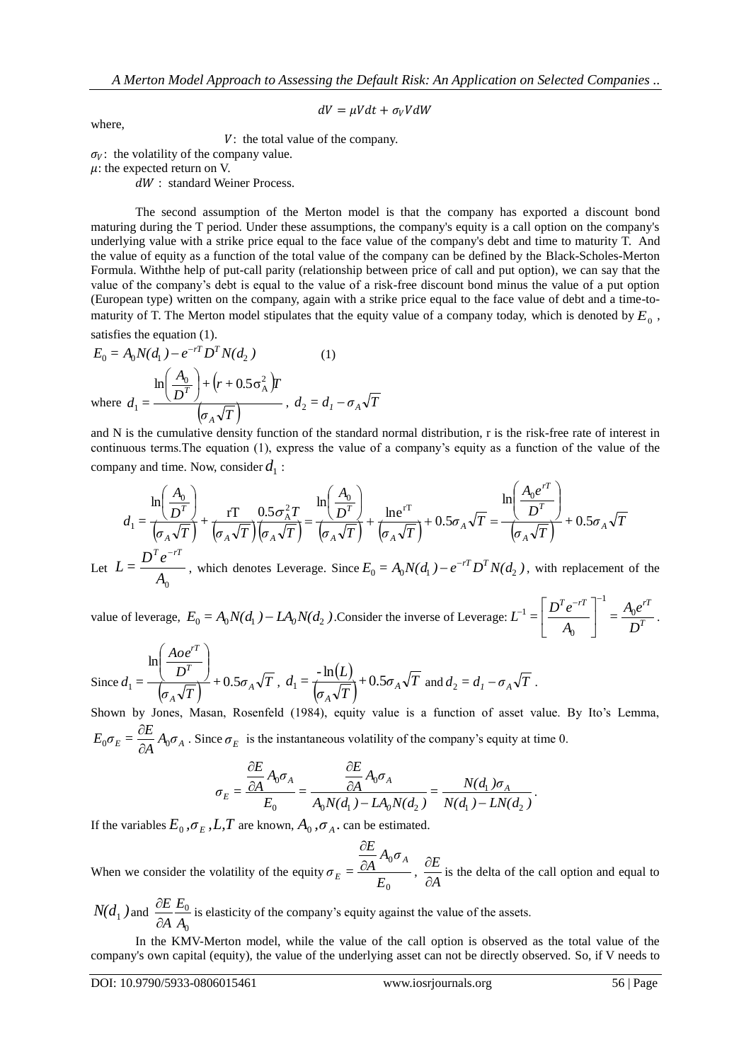$$dV = \mu V dt + \sigma_V V dW$$

where,

$V$: the total value of the company.

$\sigma_V$: the volatility of the company value.

$\mu$: the expected return on V.

$dW$ : standard Weiner Process.

The second assumption of the Merton model is that the company has exported a discount bond maturing during the T period. Under these assumptions, the company's equity is a call option on the company's underlying value with a strike price equal to the face value of the company's debt and time to maturity T. And the value of equity as a function of the total value of the company can be defined by the Black-Scholes-Merton Formula. Withthe help of put-call parity (relationship between price of call and put option), we can say that the value of the company's debt is equal to the value of a risk-free discount bond minus the value of a put option (European type) written on the company, again with a strike price equal to the face value of debt and a time-to-maturity of T. The Merton model stipulates that the equity value of a company today, which is denoted by $E_0$, satisfies the equation (1).

$$E_0 = A_0 N(d_1) - e^{-rT} D^T N(d_2) \qquad (1)$$

where $d_1 = \dfrac{\ln\left(\dfrac{A_0}{D^T}\right) + \left(r + 0.5\sigma_A^2\right)T}{\left(\sigma_A \sqrt{T}\right)}$, $d_2 = d_1 - \sigma_A \sqrt{T}$

and N is the cumulative density function of the standard normal distribution, r is the risk-free rate of interest in continuous terms.The equation (1), express the value of a company's equity as a function of the value of the company and time. Now, consider $d_1$ :

$$d_1 = \frac{\ln\left(\frac{A_0}{D^T}\right)}{\left(\sigma_A \sqrt{T}\right)} + \frac{rT}{\left(\sigma_A \sqrt{T}\right)} \frac{0.5\sigma_A^2 T}{\left(\sigma_A \sqrt{T}\right)} = \frac{\ln\left(\frac{A_0}{D^T}\right)}{\left(\sigma_A \sqrt{T}\right)} + \frac{\ln e^{rT}}{\left(\sigma_A \sqrt{T}\right)} + 0.5\sigma_A \sqrt{T} = \frac{\ln\left(\frac{A_0 e^{rT}}{D^T}\right)}{\left(\sigma_A \sqrt{T}\right)} + 0.5\sigma_A \sqrt{T}$$

Let $L = \dfrac{D^T e^{-rT}}{A_0}$, which denotes Leverage. Since $E_0 = A_0 N(d_1) - e^{-rT} D^T N(d_2)$, with replacement of the value of leverage, $E_0 = A_0 N(d_1) - L A_0 N(d_2)$.Consider the inverse of Leverage: $L^{-1} = \left[\dfrac{D^T e^{-rT}}{A_0}\right]^{-1} = \dfrac{A_0 e^{rT}}{D^T}$.

Since $d_1 = \dfrac{\ln\left(\dfrac{Aoe^{rT}}{D^T}\right)}{\left(\sigma_A \sqrt{T}\right)} + 0.5\sigma_A \sqrt{T}$, $d_1 = \dfrac{-\ln(L)}{\left(\sigma_A \sqrt{T}\right)} + 0.5\sigma_A \sqrt{T}$ and $d_2 = d_1 - \sigma_A \sqrt{T}$.

Shown by Jones, Masan, Rosenfeld (1984), equity value is a function of asset value. By Ito's Lemma, $E_0 \sigma_E = \dfrac{\partial E}{\partial A} A_0 \sigma_A$. Since $\sigma_E$ is the instantaneous volatility of the company's equity at time 0.

$$\sigma_E = \frac{\frac{\partial E}{\partial A} A_0 \sigma_A}{E_0} = \frac{\frac{\partial E}{\partial A} A_0 \sigma_A}{A_0 N(d_1) - L A_0 N(d_2)} = \frac{N(d_1)\sigma_A}{N(d_1) - L N(d_2)}.$$

If the variables $E_0, \sigma_E, L, T$ are known, $A_0, \sigma_A$. can be estimated.

When we consider the volatility of the equity $\sigma_E = \dfrac{\frac{\partial E}{\partial A} A_0 \sigma_A}{E_0}$, $\dfrac{\partial E}{\partial A}$ is the delta of the call option and equal to $N(d_1)$ and $\dfrac{\partial E}{\partial A} \dfrac{E_0}{A_0}$ is elasticity of the company's equity against the value of the assets.

In the KMV-Merton model, while the value of the call option is observed as the total value of the company's own capital (equity), the value of the underlying asset can not be directly observed. So, if V needs to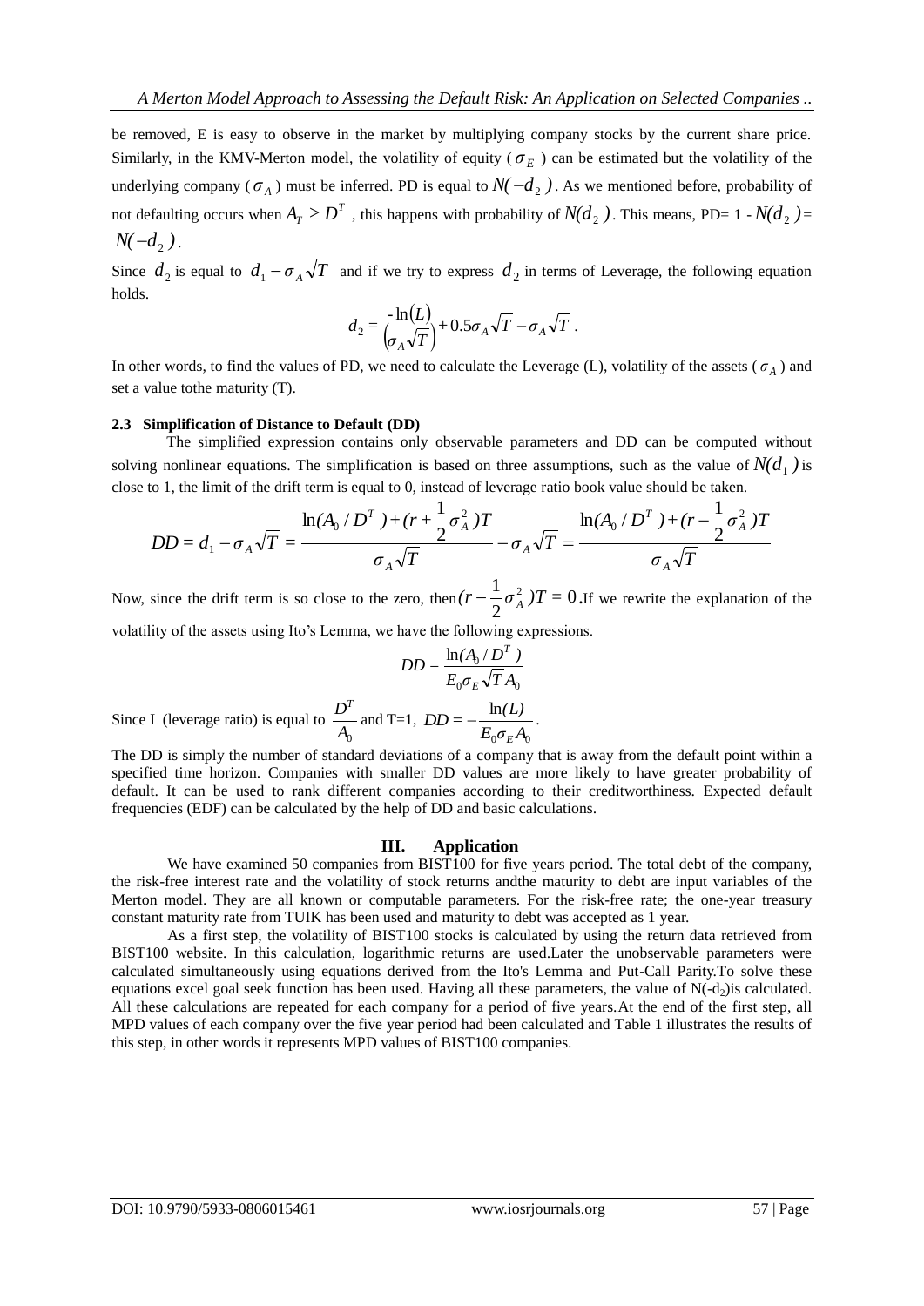be removed, E is easy to observe in the market by multiplying company stocks by the current share price. Similarly, in the KMV-Merton model, the volatility of equity ($\sigma_E$) can be estimated but the volatility of the underlying company ($\sigma_A$) must be inferred. PD is equal to $N(-d_2)$. As we mentioned before, probability of not defaulting occurs when $A_T \geq D^T$, this happens with probability of $N(d_2)$. This means, PD= 1 - $N(d_2)$= $N(-d_2)$.

Since $d_2$ is equal to $d_1 - \sigma_A\sqrt{T}$ and if we try to express $d_2$ in terms of Leverage, the following equation holds.

$$d_2 = \frac{-\ln(L)}{(\sigma_A\sqrt{T})} + 0.5\sigma_A\sqrt{T} - \sigma_A\sqrt{T}.$$

In other words, to find the values of PD, we need to calculate the Leverage (L), volatility of the assets ($\sigma_A$) and set a value tothe maturity (T).

### 2.3 Simplification of Distance to Default (DD)

The simplified expression contains only observable parameters and DD can be computed without solving nonlinear equations. The simplification is based on three assumptions, such as the value of $N(d_1)$ is close to 1, the limit of the drift term is equal to 0, instead of leverage ratio book value should be taken.

$$DD = d_1 - \sigma_A\sqrt{T} = \frac{\ln(A_0/D^T) + (r + \frac{1}{2}\sigma_A^2)T}{\sigma_A\sqrt{T}} - \sigma_A\sqrt{T} = \frac{\ln(A_0/D^T) + (r - \frac{1}{2}\sigma_A^2)T}{\sigma_A\sqrt{T}}$$

Now, since the drift term is so close to the zero, then$(r - \frac{1}{2}\sigma_A^2)T = 0$.If we rewrite the explanation of the volatility of the assets using Ito's Lemma, we have the following expressions.

$$DD = \frac{\ln(A_0/D^T)}{E_0\sigma_E\sqrt{T}A_0}$$

Since L (leverage ratio) is equal to $\frac{D^T}{A_0}$ and T=1, $DD = -\frac{\ln(L)}{E_0\sigma_E A_0}$.

The DD is simply the number of standard deviations of a company that is away from the default point within a specified time horizon. Companies with smaller DD values are more likely to have greater probability of default. It can be used to rank different companies according to their creditworthiness. Expected default frequencies (EDF) can be calculated by the help of DD and basic calculations.

## III. Application

We have examined 50 companies from BIST100 for five years period. The total debt of the company, the risk-free interest rate and the volatility of stock returns andthe maturity to debt are input variables of the Merton model. They are all known or computable parameters. For the risk-free rate; the one-year treasury constant maturity rate from TUIK has been used and maturity to debt was accepted as 1 year.

As a first step, the volatility of BIST100 stocks is calculated by using the return data retrieved from BIST100 website. In this calculation, logarithmic returns are used.Later the unobservable parameters were calculated simultaneously using equations derived from the Ito's Lemma and Put-Call Parity.To solve these equations excel goal seek function has been used. Having all these parameters, the value of N(-$d_2$)is calculated. All these calculations are repeated for each company for a period of five years.At the end of the first step, all MPD values of each company over the five year period had been calculated and Table 1 illustrates the results of this step, in other words it represents MPD values of BIST100 companies.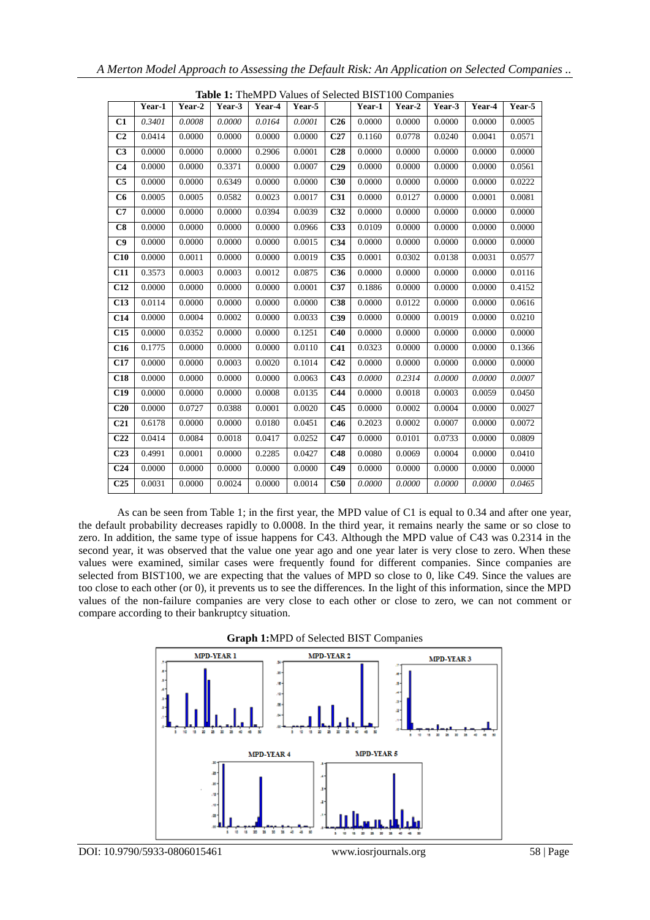**Table 1:** TheMPD Values of Selected BIST100 Companies

| | Year-1 | Year-2 | Year-3 | Year-4 | Year-5 | | Year-1 | Year-2 | Year-3 | Year-4 | Year-5 |
|---|---|---|---|---|---|---|---|---|---|---|---|
| **C1** | *0.3401* | *0.0008* | *0.0000* | *0.0164* | *0.0001* | **C26** | 0.0000 | 0.0000 | 0.0000 | 0.0000 | 0.0005 |
| **C2** | 0.0414 | 0.0000 | 0.0000 | 0.0000 | 0.0000 | **C27** | 0.1160 | 0.0778 | 0.0240 | 0.0041 | 0.0571 |
| **C3** | 0.0000 | 0.0000 | 0.0000 | 0.2906 | 0.0001 | **C28** | 0.0000 | 0.0000 | 0.0000 | 0.0000 | 0.0000 |
| **C4** | 0.0000 | 0.0000 | 0.3371 | 0.0000 | 0.0007 | **C29** | 0.0000 | 0.0000 | 0.0000 | 0.0000 | 0.0561 |
| **C5** | 0.0000 | 0.0000 | 0.6349 | 0.0000 | 0.0000 | **C30** | 0.0000 | 0.0000 | 0.0000 | 0.0000 | 0.0222 |
| **C6** | 0.0005 | 0.0005 | 0.0582 | 0.0023 | 0.0017 | **C31** | 0.0000 | 0.0127 | 0.0000 | 0.0001 | 0.0081 |
| **C7** | 0.0000 | 0.0000 | 0.0000 | 0.0394 | 0.0039 | **C32** | 0.0000 | 0.0000 | 0.0000 | 0.0000 | 0.0000 |
| **C8** | 0.0000 | 0.0000 | 0.0000 | 0.0000 | 0.0966 | **C33** | 0.0109 | 0.0000 | 0.0000 | 0.0000 | 0.0000 |
| **C9** | 0.0000 | 0.0000 | 0.0000 | 0.0000 | 0.0015 | **C34** | 0.0000 | 0.0000 | 0.0000 | 0.0000 | 0.0000 |
| **C10** | 0.0000 | 0.0011 | 0.0000 | 0.0000 | 0.0019 | **C35** | 0.0001 | 0.0302 | 0.0138 | 0.0031 | 0.0577 |
| **C11** | 0.3573 | 0.0003 | 0.0003 | 0.0012 | 0.0875 | **C36** | 0.0000 | 0.0000 | 0.0000 | 0.0000 | 0.0116 |
| **C12** | 0.0000 | 0.0000 | 0.0000 | 0.0000 | 0.0001 | **C37** | 0.1886 | 0.0000 | 0.0000 | 0.0000 | 0.4152 |
| **C13** | 0.0114 | 0.0000 | 0.0000 | 0.0000 | 0.0000 | **C38** | 0.0000 | 0.0122 | 0.0000 | 0.0000 | 0.0616 |
| **C14** | 0.0000 | 0.0004 | 0.0002 | 0.0000 | 0.0033 | **C39** | 0.0000 | 0.0000 | 0.0019 | 0.0000 | 0.0210 |
| **C15** | 0.0000 | 0.0352 | 0.0000 | 0.0000 | 0.1251 | **C40** | 0.0000 | 0.0000 | 0.0000 | 0.0000 | 0.0000 |
| **C16** | 0.1775 | 0.0000 | 0.0000 | 0.0000 | 0.0110 | **C41** | 0.0323 | 0.0000 | 0.0000 | 0.0000 | 0.1366 |
| **C17** | 0.0000 | 0.0000 | 0.0003 | 0.0020 | 0.1014 | **C42** | 0.0000 | 0.0000 | 0.0000 | 0.0000 | 0.0000 |
| **C18** | 0.0000 | 0.0000 | 0.0000 | 0.0000 | 0.0063 | **C43** | *0.0000* | *0.2314* | *0.0000* | *0.0000* | *0.0007* |
| **C19** | 0.0000 | 0.0000 | 0.0000 | 0.0008 | 0.0135 | **C44** | 0.0000 | 0.0018 | 0.0003 | 0.0059 | 0.0450 |
| **C20** | 0.0000 | 0.0727 | 0.0388 | 0.0001 | 0.0020 | **C45** | 0.0000 | 0.0002 | 0.0004 | 0.0000 | 0.0027 |
| **C21** | 0.6178 | 0.0000 | 0.0000 | 0.0180 | 0.0451 | **C46** | 0.2023 | 0.0002 | 0.0007 | 0.0000 | 0.0072 |
| **C22** | 0.0414 | 0.0084 | 0.0018 | 0.0417 | 0.0252 | **C47** | 0.0000 | 0.0101 | 0.0733 | 0.0000 | 0.0809 |
| **C23** | 0.4991 | 0.0001 | 0.0000 | 0.2285 | 0.0427 | **C48** | 0.0080 | 0.0069 | 0.0004 | 0.0000 | 0.0410 |
| **C24** | 0.0000 | 0.0000 | 0.0000 | 0.0000 | 0.0000 | **C49** | 0.0000 | 0.0000 | 0.0000 | 0.0000 | 0.0000 |
| **C25** | 0.0031 | 0.0000 | 0.0024 | 0.0000 | 0.0014 | **C50** | *0.0000* | *0.0000* | *0.0000* | *0.0000* | *0.0465* |

As can be seen from Table 1; in the first year, the MPD value of C1 is equal to 0.34 and after one year, the default probability decreases rapidly to 0.0008. In the third year, it remains nearly the same or so close to zero. In addition, the same type of issue happens for C43. Although the MPD value of C43 was 0.2314 in the second year, it was observed that the value one year ago and one year later is very close to zero. When these values were examined, similar cases were frequently found for different companies. Since companies are selected from BIST100, we are expecting that the values of MPD so close to 0, like C49. Since the values are too close to each other (or 0), it prevents us to see the differences. In the light of this information, since the MPD values of the non-failure companies are very close to each other or close to zero, we can not comment or compare according to their bankruptcy situation.

**Graph 1:**MPD of Selected BIST Companies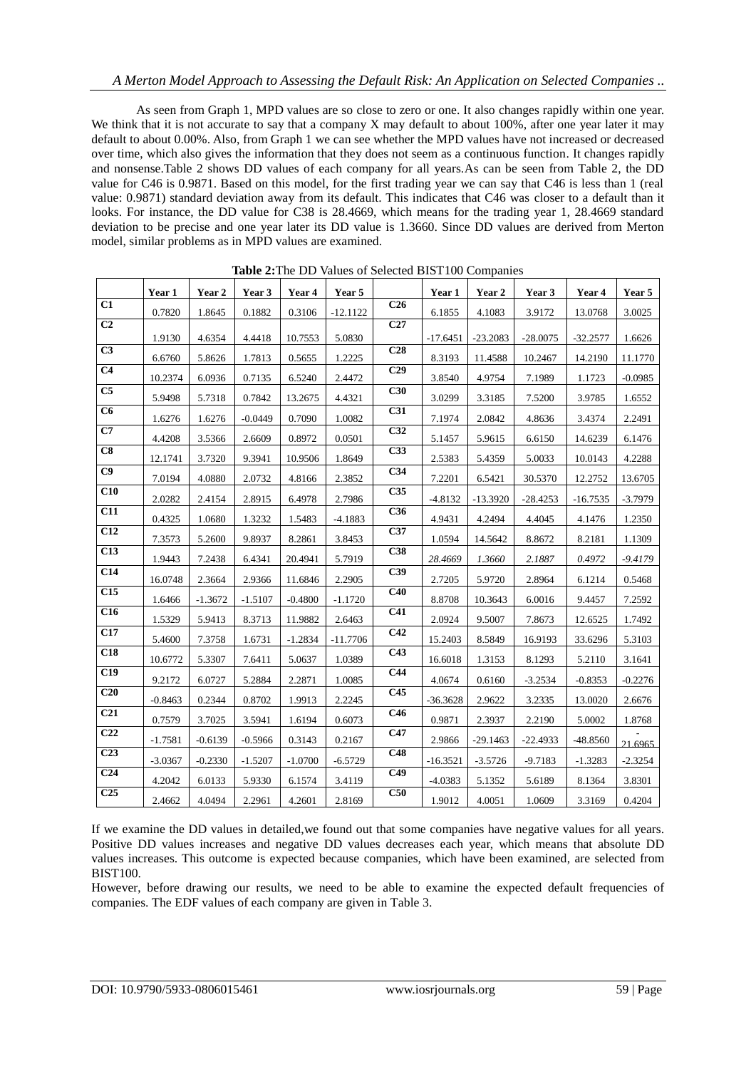As seen from Graph 1, MPD values are so close to zero or one. It also changes rapidly within one year. We think that it is not accurate to say that a company X may default to about 100%, after one year later it may default to about 0.00%. Also, from Graph 1 we can see whether the MPD values have not increased or decreased over time, which also gives the information that they does not seem as a continuous function. It changes rapidly and nonsense.Table 2 shows DD values of each company for all years.As can be seen from Table 2, the DD value for C46 is 0.9871. Based on this model, for the first trading year we can say that C46 is less than 1 (real value: 0.9871) standard deviation away from its default. This indicates that C46 was closer to a default than it looks. For instance, the DD value for C38 is 28.4669, which means for the trading year 1, 28.4669 standard deviation to be precise and one year later its DD value is 1.3660. Since DD values are derived from Merton model, similar problems as in MPD values are examined.

**Table 2:** The DD Values of Selected BIST100 Companies

| | Year 1 | Year 2 | Year 3 | Year 4 | Year 5 | | Year 1 | Year 2 | Year 3 | Year 4 | Year 5 |
|---|---|---|---|---|---|---|---|---|---|---|---|
| **C1** | 0.7820 | 1.8645 | 0.1882 | 0.3106 | -12.1122 | **C26** | 6.1855 | 4.1083 | 3.9172 | 13.0768 | 3.0025 |
| **C2** | 1.9130 | 4.6354 | 4.4418 | 10.7553 | 5.0830 | **C27** | -17.6451 | -23.2083 | -28.0075 | -32.2577 | 1.6626 |
| **C3** | 6.6760 | 5.8626 | 1.7813 | 0.5655 | 1.2225 | **C28** | 8.3193 | 11.4588 | 10.2467 | 14.2190 | 11.1770 |
| **C4** | 10.2374 | 6.0936 | 0.7135 | 6.5240 | 2.4472 | **C29** | 3.8540 | 4.9754 | 7.1989 | 1.1723 | -0.0985 |
| **C5** | 5.9498 | 5.7318 | 0.7842 | 13.2675 | 4.4321 | **C30** | 3.0299 | 3.3185 | 7.5200 | 3.9785 | 1.6552 |
| **C6** | 1.6276 | 1.6276 | -0.0449 | 0.7090 | 1.0082 | **C31** | 7.1974 | 2.0842 | 4.8636 | 3.4374 | 2.2491 |
| **C7** | 4.4208 | 3.5366 | 2.6609 | 0.8972 | 0.0501 | **C32** | 5.1457 | 5.9615 | 6.6150 | 14.6239 | 6.1476 |
| **C8** | 12.1741 | 3.7320 | 9.3941 | 10.9506 | 1.8649 | **C33** | 2.5383 | 5.4359 | 5.0033 | 10.0143 | 4.2288 |
| **C9** | 7.0194 | 4.0880 | 2.0732 | 4.8166 | 2.3852 | **C34** | 7.2201 | 6.5421 | 30.5370 | 12.2752 | 13.6705 |
| **C10** | 2.0282 | 2.4154 | 2.8915 | 6.4978 | 2.7986 | **C35** | -4.8132 | -13.3920 | -28.4253 | -16.7535 | -3.7979 |
| **C11** | 0.4325 | 1.0680 | 1.3232 | 1.5483 | -4.1883 | **C36** | 4.9431 | 4.2494 | 4.4045 | 4.1476 | 1.2350 |
| **C12** | 7.3573 | 5.2600 | 9.8937 | 8.2861 | 3.8453 | **C37** | 1.0594 | 14.5642 | 8.8672 | 8.2181 | 1.1309 |
| **C13** | 1.9443 | 7.2438 | 6.4341 | 20.4941 | 5.7919 | **C38** | *28.4669* | *1.3660* | *2.1887* | *0.4972* | *-9.4179* |
| **C14** | 16.0748 | 2.3664 | 2.9366 | 11.6846 | 2.2905 | **C39** | 2.7205 | 5.9720 | 2.8964 | 6.1214 | 0.5468 |
| **C15** | 1.6466 | -1.3672 | -1.5107 | -0.4800 | -1.1720 | **C40** | 8.8708 | 10.3643 | 6.0016 | 9.4457 | 7.2592 |
| **C16** | 1.5329 | 5.9413 | 8.3713 | 11.9882 | 2.6463 | **C41** | 2.0924 | 9.5007 | 7.8673 | 12.6525 | 1.7492 |
| **C17** | 5.4600 | 7.3758 | 1.6731 | -1.2834 | -11.7706 | **C42** | 15.2403 | 8.5849 | 16.9193 | 33.6296 | 5.3103 |
| **C18** | 10.6772 | 5.3307 | 7.6411 | 5.0637 | 1.0389 | **C43** | 16.6018 | 1.3153 | 8.1293 | 5.2110 | 3.1641 |
| **C19** | 9.2172 | 6.0727 | 5.2884 | 2.2871 | 1.0085 | **C44** | 4.0674 | 0.6160 | -3.2534 | -0.8353 | -0.2276 |
| **C20** | -0.8463 | 0.2344 | 0.8702 | 1.9913 | 2.2245 | **C45** | -36.3628 | 2.9622 | 3.2335 | 13.0020 | 2.6676 |
| **C21** | 0.7579 | 3.7025 | 3.5941 | 1.6194 | 0.6073 | **C46** | 0.9871 | 2.3937 | 2.2190 | 5.0002 | 1.8768 |
| **C22** | -1.7581 | -0.6139 | -0.5966 | 0.3143 | 0.2167 | **C47** | 2.9866 | -29.1463 | -22.4933 | -48.8560 | -21.6965 |
| **C23** | -3.0367 | -0.2330 | -1.5207 | -1.0700 | -6.5729 | **C48** | -16.3521 | -3.5726 | -9.7183 | -1.3283 | -2.3254 |
| **C24** | 4.2042 | 6.0133 | 5.9330 | 6.1574 | 3.4119 | **C49** | -4.0383 | 5.1352 | 5.6189 | 8.1364 | 3.8301 |
| **C25** | 2.4662 | 4.0494 | 2.2961 | 4.2601 | 2.8169 | **C50** | 1.9012 | 4.0051 | 1.0609 | 3.3169 | 0.4204 |

If we examine the DD values in detailed,we found out that some companies have negative values for all years. Positive DD values increases and negative DD values decreases each year, which means that absolute DD values increases. This outcome is expected because companies, which have been examined, are selected from BIST100.

However, before drawing our results, we need to be able to examine the expected default frequencies of companies. The EDF values of each company are given in Table 3.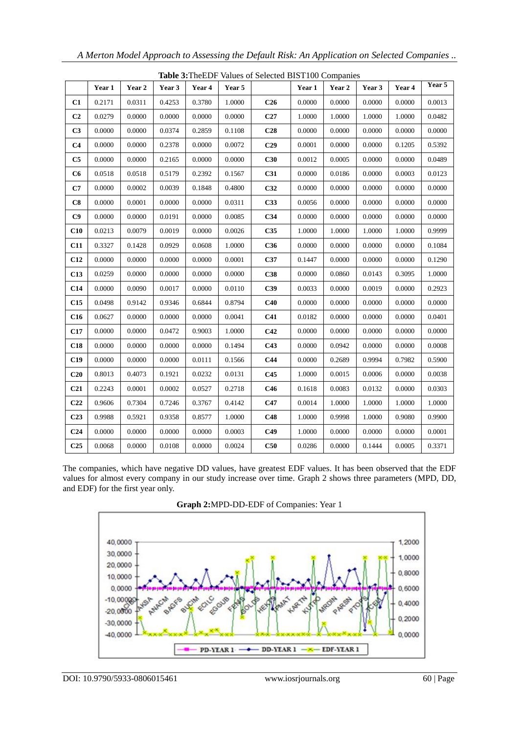**Table 3:** TheEDF Values of Selected BIST100 Companies

| | Year 1 | Year 2 | Year 3 | Year 4 | Year 5 | | Year 1 | Year 2 | Year 3 | Year 4 | Year 5 |
|---|---|---|---|---|---|---|---|---|---|---|---|
| **C1** | 0.2171 | 0.0311 | 0.4253 | 0.3780 | 1.0000 | **C26** | 0.0000 | 0.0000 | 0.0000 | 0.0000 | 0.0013 |
| **C2** | 0.0279 | 0.0000 | 0.0000 | 0.0000 | 0.0000 | **C27** | 1.0000 | 1.0000 | 1.0000 | 1.0000 | 0.0482 |
| **C3** | 0.0000 | 0.0000 | 0.0374 | 0.2859 | 0.1108 | **C28** | 0.0000 | 0.0000 | 0.0000 | 0.0000 | 0.0000 |
| **C4** | 0.0000 | 0.0000 | 0.2378 | 0.0000 | 0.0072 | **C29** | 0.0001 | 0.0000 | 0.0000 | 0.1205 | 0.5392 |
| **C5** | 0.0000 | 0.0000 | 0.2165 | 0.0000 | 0.0000 | **C30** | 0.0012 | 0.0005 | 0.0000 | 0.0000 | 0.0489 |
| **C6** | 0.0518 | 0.0518 | 0.5179 | 0.2392 | 0.1567 | **C31** | 0.0000 | 0.0186 | 0.0000 | 0.0003 | 0.0123 |
| **C7** | 0.0000 | 0.0002 | 0.0039 | 0.1848 | 0.4800 | **C32** | 0.0000 | 0.0000 | 0.0000 | 0.0000 | 0.0000 |
| **C8** | 0.0000 | 0.0001 | 0.0000 | 0.0000 | 0.0311 | **C33** | 0.0056 | 0.0000 | 0.0000 | 0.0000 | 0.0000 |
| **C9** | 0.0000 | 0.0000 | 0.0191 | 0.0000 | 0.0085 | **C34** | 0.0000 | 0.0000 | 0.0000 | 0.0000 | 0.0000 |
| **C10** | 0.0213 | 0.0079 | 0.0019 | 0.0000 | 0.0026 | **C35** | 1.0000 | 1.0000 | 1.0000 | 1.0000 | 0.9999 |
| **C11** | 0.3327 | 0.1428 | 0.0929 | 0.0608 | 1.0000 | **C36** | 0.0000 | 0.0000 | 0.0000 | 0.0000 | 0.1084 |
| **C12** | 0.0000 | 0.0000 | 0.0000 | 0.0000 | 0.0001 | **C37** | 0.1447 | 0.0000 | 0.0000 | 0.0000 | 0.1290 |
| **C13** | 0.0259 | 0.0000 | 0.0000 | 0.0000 | 0.0000 | **C38** | 0.0000 | 0.0860 | 0.0143 | 0.3095 | 1.0000 |
| **C14** | 0.0000 | 0.0090 | 0.0017 | 0.0000 | 0.0110 | **C39** | 0.0033 | 0.0000 | 0.0019 | 0.0000 | 0.2923 |
| **C15** | 0.0498 | 0.9142 | 0.9346 | 0.6844 | 0.8794 | **C40** | 0.0000 | 0.0000 | 0.0000 | 0.0000 | 0.0000 |
| **C16** | 0.0627 | 0.0000 | 0.0000 | 0.0000 | 0.0041 | **C41** | 0.0182 | 0.0000 | 0.0000 | 0.0000 | 0.0401 |
| **C17** | 0.0000 | 0.0000 | 0.0472 | 0.9003 | 1.0000 | **C42** | 0.0000 | 0.0000 | 0.0000 | 0.0000 | 0.0000 |
| **C18** | 0.0000 | 0.0000 | 0.0000 | 0.0000 | 0.1494 | **C43** | 0.0000 | 0.0942 | 0.0000 | 0.0000 | 0.0008 |
| **C19** | 0.0000 | 0.0000 | 0.0000 | 0.0111 | 0.1566 | **C44** | 0.0000 | 0.2689 | 0.9994 | 0.7982 | 0.5900 |
| **C20** | 0.8013 | 0.4073 | 0.1921 | 0.0232 | 0.0131 | **C45** | 1.0000 | 0.0015 | 0.0006 | 0.0000 | 0.0038 |
| **C21** | 0.2243 | 0.0001 | 0.0002 | 0.0527 | 0.2718 | **C46** | 0.1618 | 0.0083 | 0.0132 | 0.0000 | 0.0303 |
| **C22** | 0.9606 | 0.7304 | 0.7246 | 0.3767 | 0.4142 | **C47** | 0.0014 | 1.0000 | 1.0000 | 1.0000 | 1.0000 |
| **C23** | 0.9988 | 0.5921 | 0.9358 | 0.8577 | 1.0000 | **C48** | 1.0000 | 0.9998 | 1.0000 | 0.9080 | 0.9900 |
| **C24** | 0.0000 | 0.0000 | 0.0000 | 0.0000 | 0.0003 | **C49** | 1.0000 | 0.0000 | 0.0000 | 0.0000 | 0.0001 |
| **C25** | 0.0068 | 0.0000 | 0.0108 | 0.0000 | 0.0024 | **C50** | 0.0286 | 0.0000 | 0.1444 | 0.0005 | 0.3371 |

The companies, which have negative DD values, have greatest EDF values. It has been observed that the EDF values for almost every company in our study increase over time. Graph 2 shows three parameters (MPD, DD, and EDF) for the first year only.

**Graph 2:** MPD-DD-EDF of Companies: Year 1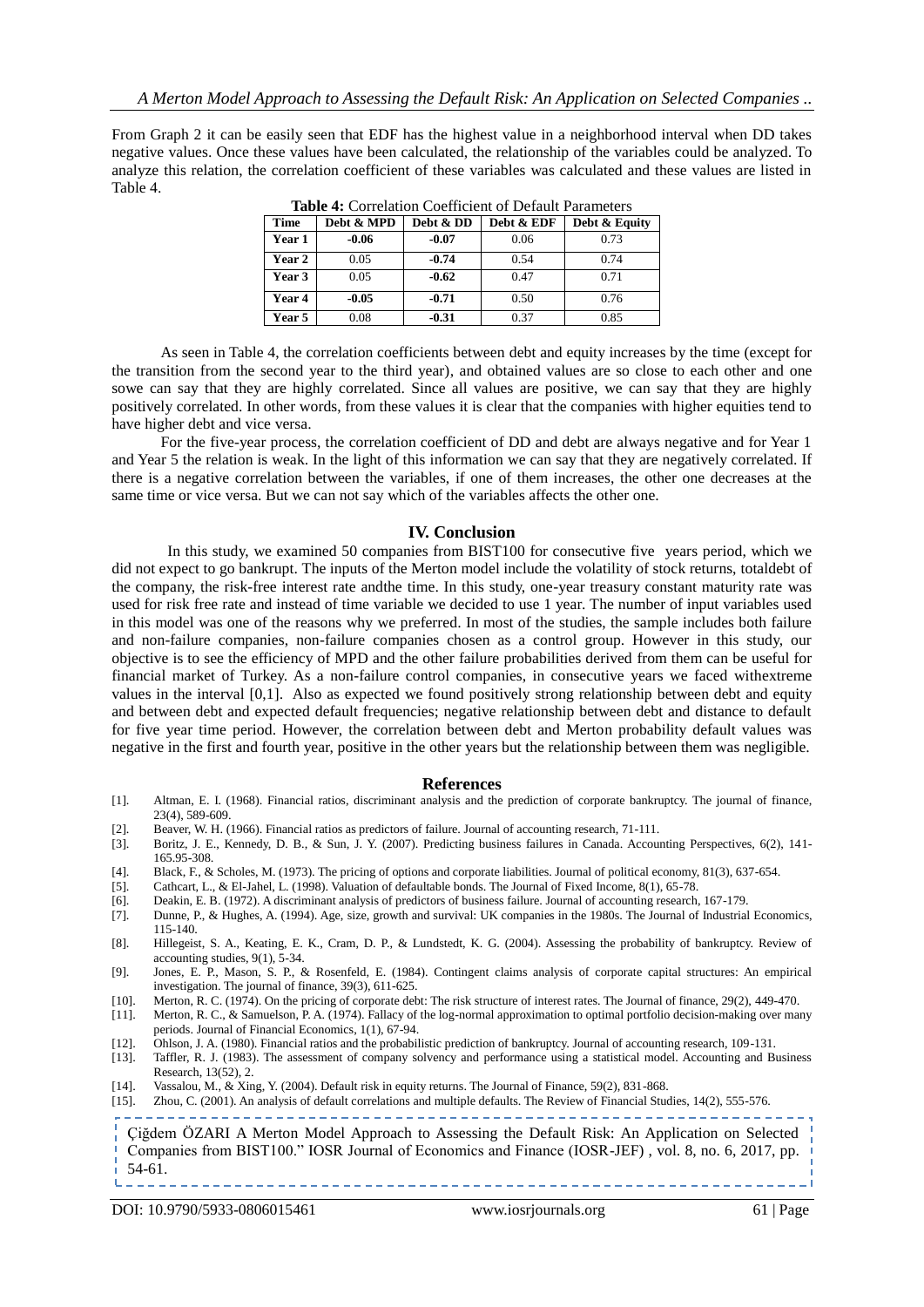From Graph 2 it can be easily seen that EDF has the highest value in a neighborhood interval when DD takes negative values. Once these values have been calculated, the relationship of the variables could be analyzed. To analyze this relation, the correlation coefficient of these variables was calculated and these values are listed in Table 4.

**Table 4:** Correlation Coefficient of Default Parameters

| Time | Debt & MPD | Debt & DD | Debt & EDF | Debt & Equity |
|---|---|---|---|---|
| **Year 1** | **-0.06** | **-0.07** | 0.06 | 0.73 |
| **Year 2** | 0.05 | **-0.74** | 0.54 | 0.74 |
| **Year 3** | 0.05 | **-0.62** | 0.47 | 0.71 |
| **Year 4** | **-0.05** | **-0.71** | 0.50 | 0.76 |
| **Year 5** | 0.08 | **-0.31** | 0.37 | 0.85 |

As seen in Table 4, the correlation coefficients between debt and equity increases by the time (except for the transition from the second year to the third year), and obtained values are so close to each other and one sowe can say that they are highly correlated. Since all values are positive, we can say that they are highly positively correlated. In other words, from these values it is clear that the companies with higher equities tend to have higher debt and vice versa.

For the five-year process, the correlation coefficient of DD and debt are always negative and for Year 1 and Year 5 the relation is weak. In the light of this information we can say that they are negatively correlated. If there is a negative correlation between the variables, if one of them increases, the other one decreases at the same time or vice versa. But we can not say which of the variables affects the other one.

## IV. Conclusion

In this study, we examined 50 companies from BIST100 for consecutive five years period, which we did not expect to go bankrupt. The inputs of the Merton model include the volatility of stock returns, totaldebt of the company, the risk-free interest rate andthe time. In this study, one-year treasury constant maturity rate was used for risk free rate and instead of time variable we decided to use 1 year. The number of input variables used in this model was one of the reasons why we preferred. In most of the studies, the sample includes both failure and non-failure companies, non-failure companies chosen as a control group. However in this study, our objective is to see the efficiency of MPD and the other failure probabilities derived from them can be useful for financial market of Turkey. As a non-failure control companies, in consecutive years we faced withextreme values in the interval [0,1]. Also as expected we found positively strong relationship between debt and equity and between debt and expected default frequencies; negative relationship between debt and distance to default for five year time period. However, the correlation between debt and Merton probability default values was negative in the first and fourth year, positive in the other years but the relationship between them was negligible.

## References

[1]. Altman, E. I. (1968). Financial ratios, discriminant analysis and the prediction of corporate bankruptcy. The journal of finance, 23(4), 589-609.

[2]. Beaver, W. H. (1966). Financial ratios as predictors of failure. Journal of accounting research, 71-111.

[3]. Boritz, J. E., Kennedy, D. B., & Sun, J. Y. (2007). Predicting business failures in Canada. Accounting Perspectives, 6(2), 141-165.95-308.

[4]. Black, F., & Scholes, M. (1973). The pricing of options and corporate liabilities. Journal of political economy, 81(3), 637-654.

[5]. Cathcart, L., & El-Jahel, L. (1998). Valuation of defaultable bonds. The Journal of Fixed Income, 8(1), 65-78.

[6]. Deakin, E. B. (1972). A discriminant analysis of predictors of business failure. Journal of accounting research, 167-179.

[7]. Dunne, P., & Hughes, A. (1994). Age, size, growth and survival: UK companies in the 1980s. The Journal of Industrial Economics, 115-140.

[8]. Hillegeist, S. A., Keating, E. K., Cram, D. P., & Lundstedt, K. G. (2004). Assessing the probability of bankruptcy. Review of accounting studies, 9(1), 5-34.

[9]. Jones, E. P., Mason, S. P., & Rosenfeld, E. (1984). Contingent claims analysis of corporate capital structures: An empirical investigation. The journal of finance, 39(3), 611-625.

[10]. Merton, R. C. (1974). On the pricing of corporate debt: The risk structure of interest rates. The Journal of finance, 29(2), 449-470.

[11]. Merton, R. C., & Samuelson, P. A. (1974). Fallacy of the log-normal approximation to optimal portfolio decision-making over many periods. Journal of Financial Economics, 1(1), 67-94.

[12]. Ohlson, J. A. (1980). Financial ratios and the probabilistic prediction of bankruptcy. Journal of accounting research, 109-131.

[13]. Taffler, R. J. (1983). The assessment of company solvency and performance using a statistical model. Accounting and Business Research, 13(52), 2.

[14]. Vassalou, M., & Xing, Y. (2004). Default risk in equity returns. The Journal of Finance, 59(2), 831-868.

[15]. Zhou, C. (2001). An analysis of default correlations and multiple defaults. The Review of Financial Studies, 14(2), 555-576.

Çiğdem ÖZARI A Merton Model Approach to Assessing the Default Risk: An Application on Selected Companies from BIST100." IOSR Journal of Economics and Finance (IOSR-JEF) , vol. 8, no. 6, 2017, pp. 54-61.